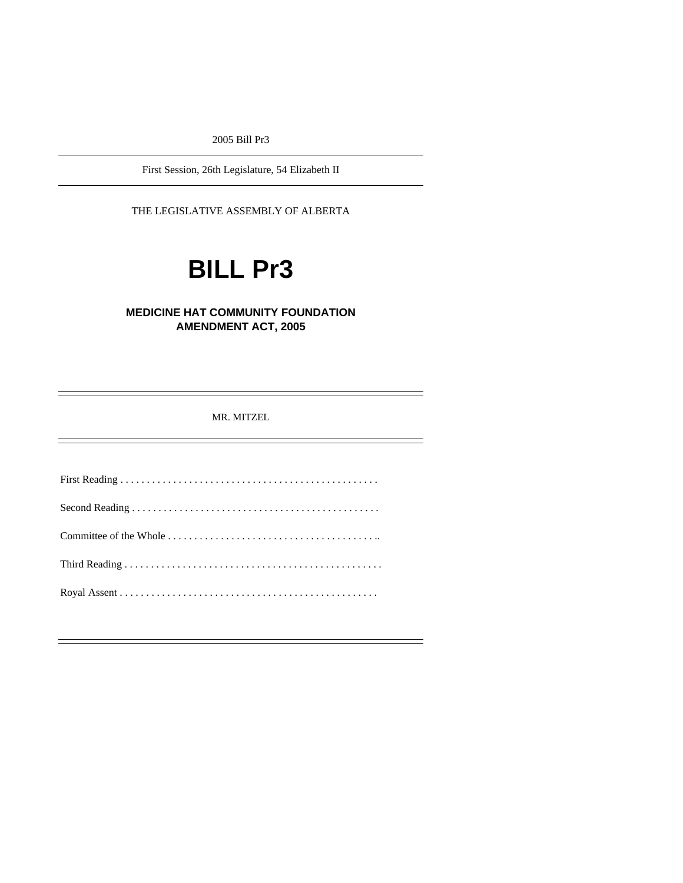2005 Bill Pr3

First Session, 26th Legislature, 54 Elizabeth II

THE LEGISLATIVE ASSEMBLY OF ALBERTA

# BILL Pr3

## MEDICINE HAT COMMUNITY FOUNDATION AMENDMENT ACT, 2005

MR. MITZEL

First Reading . . . . . . . . . . . . . . . . . . . . . . . . . . . . . . . . . . . . . . . . . . . . . . . .

Second Reading . . . . . . . . . . . . . . . . . . . . . . . . . . . . . . . . . . . . . . . . . . . . . .

Committee of the Whole . . . . . . . . . . . . . . . . . . . . . . . . . . . . . . . . . . . . . . ..

Third Reading . . . . . . . . . . . . . . . . . . . . . . . . . . . . . . . . . . . . . . . . . . . . . . . .

Royal Assent . . . . . . . . . . . . . . . . . . . . . . . . . . . . . . . . . . . . . . . . . . . . . . . .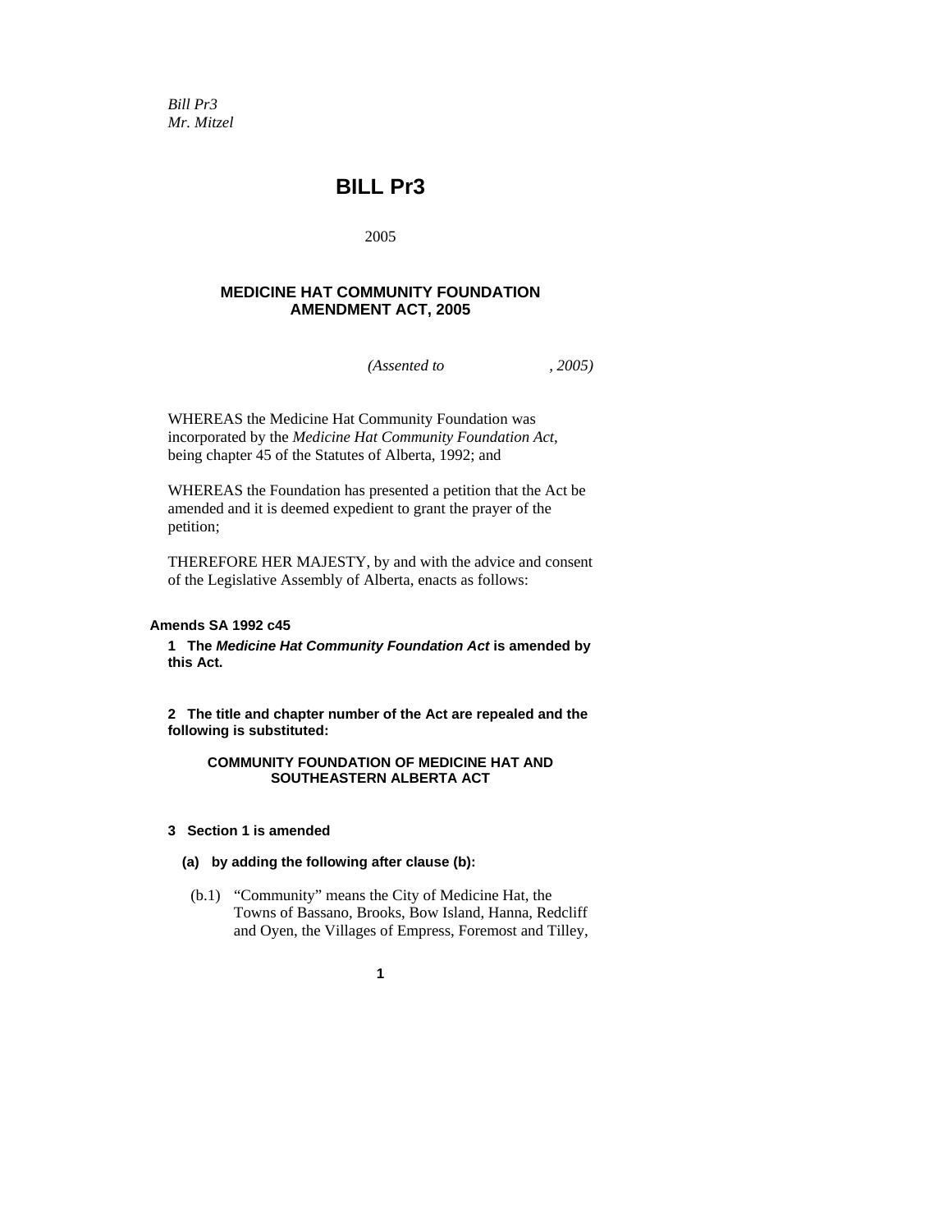*Bill Pr3*
*Mr. Mitzel*

# BILL Pr3

2005

## MEDICINE HAT COMMUNITY FOUNDATION AMENDMENT ACT, 2005

*(Assented to , 2005)*

WHEREAS the Medicine Hat Community Foundation was incorporated by the *Medicine Hat Community Foundation Act*, being chapter 45 of the Statutes of Alberta, 1992; and

WHEREAS the Foundation has presented a petition that the Act be amended and it is deemed expedient to grant the prayer of the petition;

THEREFORE HER MAJESTY, by and with the advice and consent of the Legislative Assembly of Alberta, enacts as follows:

**Amends SA 1992 c45**

**1 The *Medicine Hat Community Foundation Act* is amended by this Act.**

**2 The title and chapter number of the Act are repealed and the following is substituted:**

**COMMUNITY FOUNDATION OF MEDICINE HAT AND SOUTHEASTERN ALBERTA ACT**

**3 Section 1 is amended**

**(a) by adding the following after clause (b):**

(b.1) "Community" means the City of Medicine Hat, the Towns of Bassano, Brooks, Bow Island, Hanna, Redcliff and Oyen, the Villages of Empress, Foremost and Tilley,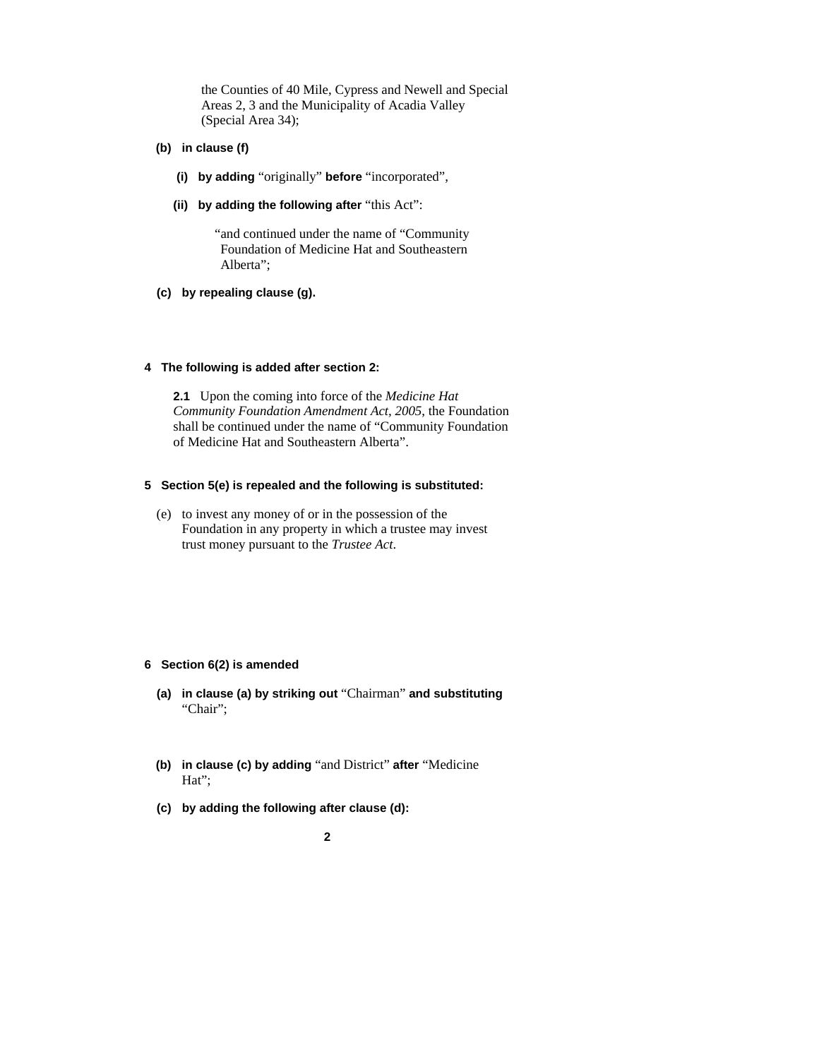the Counties of 40 Mile, Cypress and Newell and Special Areas 2, 3 and the Municipality of Acadia Valley (Special Area 34);

**(b) in clause (f)**

**(i) by adding** “originally” **before** “incorporated”,

**(ii) by adding the following after** “this Act”:

“and continued under the name of “Community Foundation of Medicine Hat and Southeastern Alberta”;

**(c) by repealing clause (g).**

**4 The following is added after section 2:**

**2.1** Upon the coming into force of the *Medicine Hat Community Foundation Amendment Act, 2005*, the Foundation shall be continued under the name of “Community Foundation of Medicine Hat and Southeastern Alberta”.

**5 Section 5(e) is repealed and the following is substituted:**

(e) to invest any money of or in the possession of the Foundation in any property in which a trustee may invest trust money pursuant to the *Trustee Act*.

**6 Section 6(2) is amended**

**(a) in clause (a) by striking out** “Chairman” **and substituting** “Chair”;

**(b) in clause (c) by adding** “and District” **after** “Medicine Hat”;

**(c) by adding the following after clause (d):**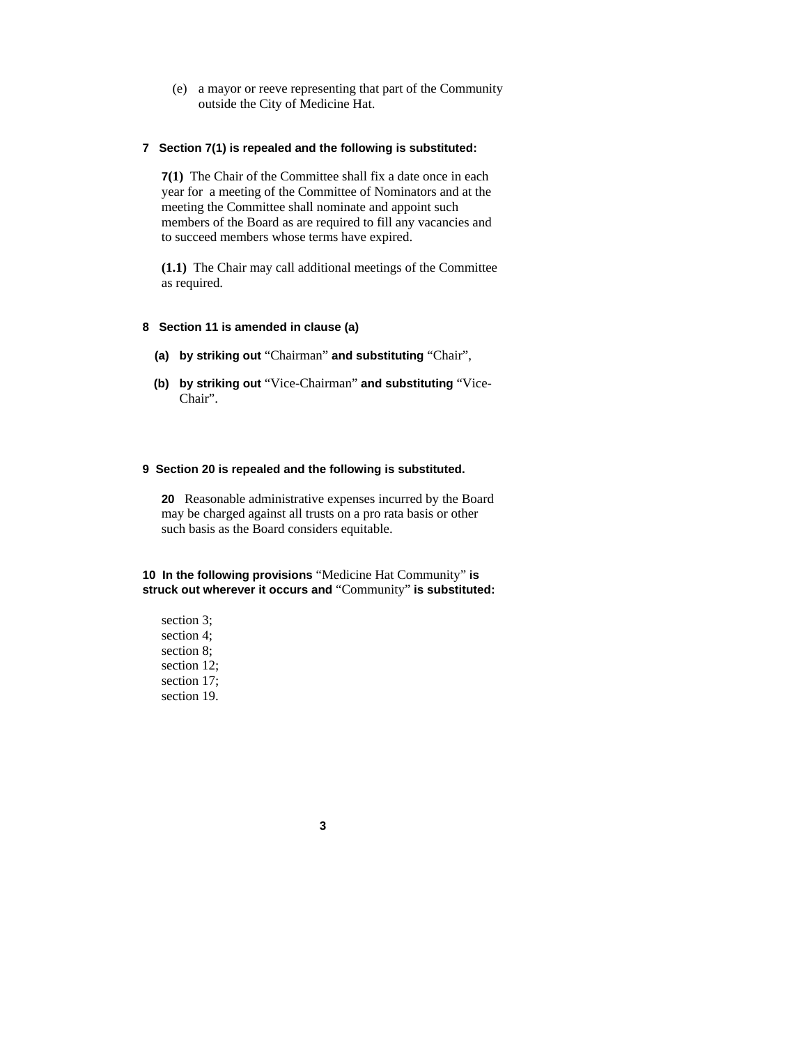(e) a mayor or reeve representing that part of the Community outside the City of Medicine Hat.

**7 Section 7(1) is repealed and the following is substituted:**

**7(1)** The Chair of the Committee shall fix a date once in each year for a meeting of the Committee of Nominators and at the meeting the Committee shall nominate and appoint such members of the Board as are required to fill any vacancies and to succeed members whose terms have expired.

**(1.1)** The Chair may call additional meetings of the Committee as required.

**8 Section 11 is amended in clause (a)**

**(a) by striking out** "Chairman" **and substituting** "Chair",

**(b) by striking out** "Vice-Chairman" **and substituting** "Vice-Chair".

**9 Section 20 is repealed and the following is substituted.**

**20** Reasonable administrative expenses incurred by the Board may be charged against all trusts on a pro rata basis or other such basis as the Board considers equitable.

**10 In the following provisions** "Medicine Hat Community" **is struck out wherever it occurs and** "Community" **is substituted:**

section 3;
section 4;
section 8;
section 12;
section 17;
section 19.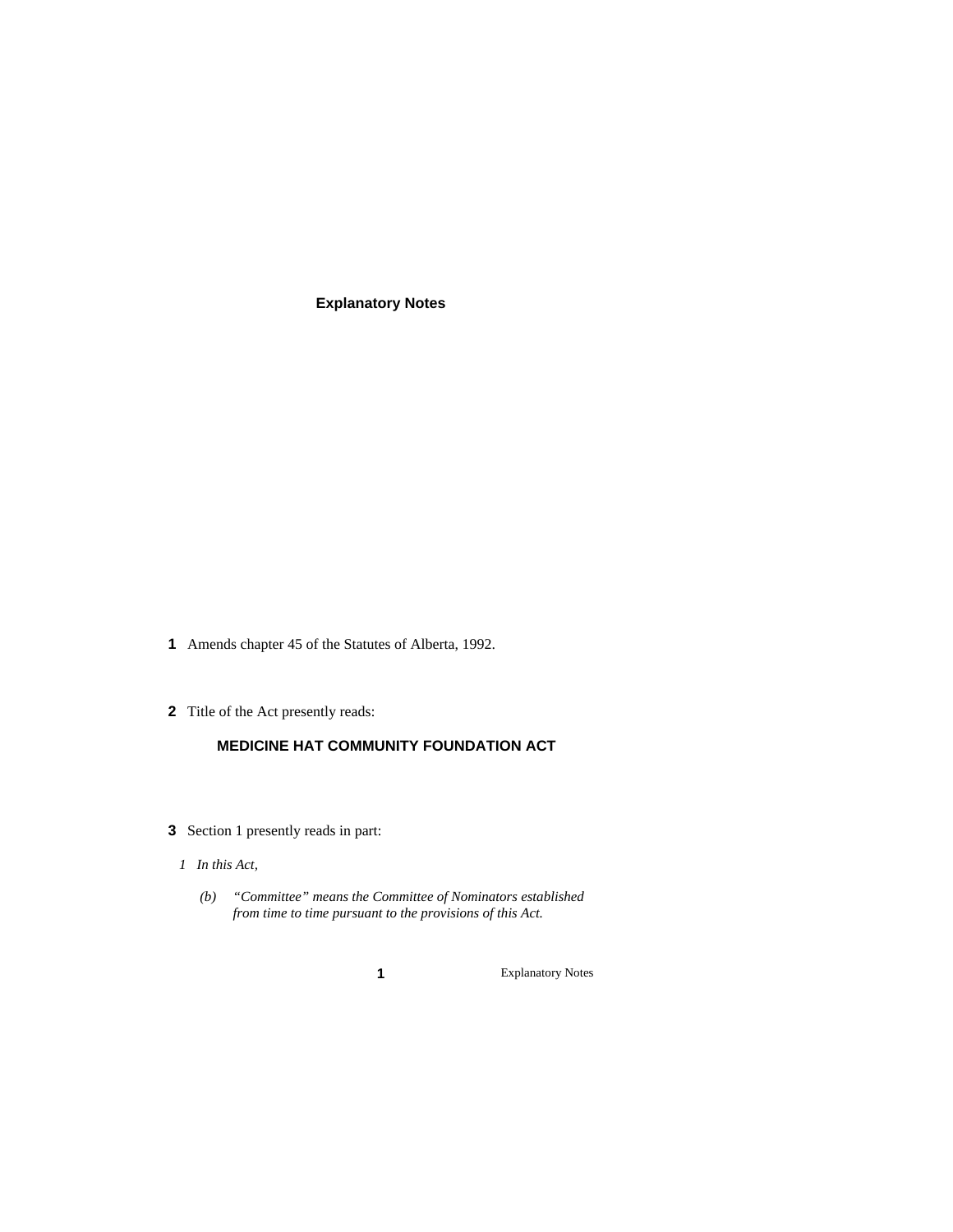## Explanatory Notes

**1** Amends chapter 45 of the Statutes of Alberta, 1992.

**2** Title of the Act presently reads:

**MEDICINE HAT COMMUNITY FOUNDATION ACT**

**3** Section 1 presently reads in part:

*1 In this Act,*

*(b) "Committee" means the Committee of Nominators established from time to time pursuant to the provisions of this Act.*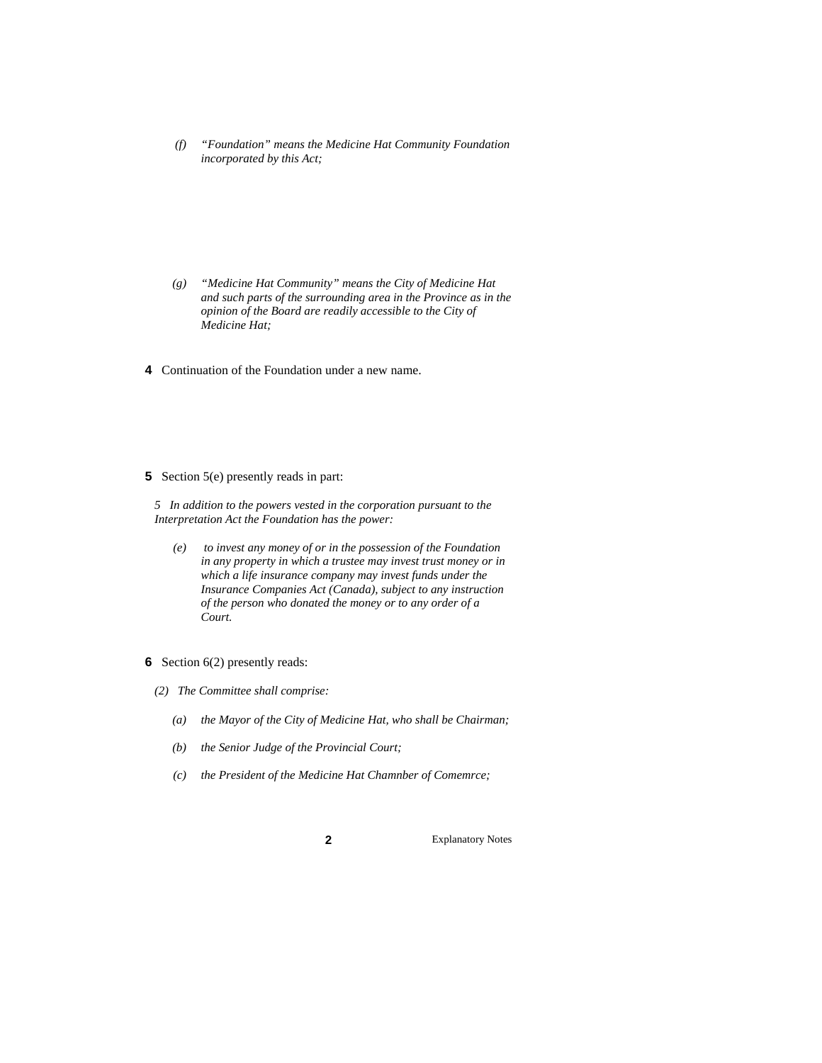*(f) "Foundation" means the Medicine Hat Community Foundation incorporated by this Act;*

*(g) "Medicine Hat Community" means the City of Medicine Hat and such parts of the surrounding area in the Province as in the opinion of the Board are readily accessible to the City of Medicine Hat;*

**4** Continuation of the Foundation under a new name.

**5** Section 5(e) presently reads in part:

*5 In addition to the powers vested in the corporation pursuant to the Interpretation Act the Foundation has the power:*

*(e) to invest any money of or in the possession of the Foundation in any property in which a trustee may invest trust money or in which a life insurance company may invest funds under the Insurance Companies Act (Canada), subject to any instruction of the person who donated the money or to any order of a Court.*

**6** Section 6(2) presently reads:

*(2) The Committee shall comprise:*

*(a) the Mayor of the City of Medicine Hat, who shall be Chairman;*

*(b) the Senior Judge of the Provincial Court;*

*(c) the President of the Medicine Hat Chamnber of Comemrce;*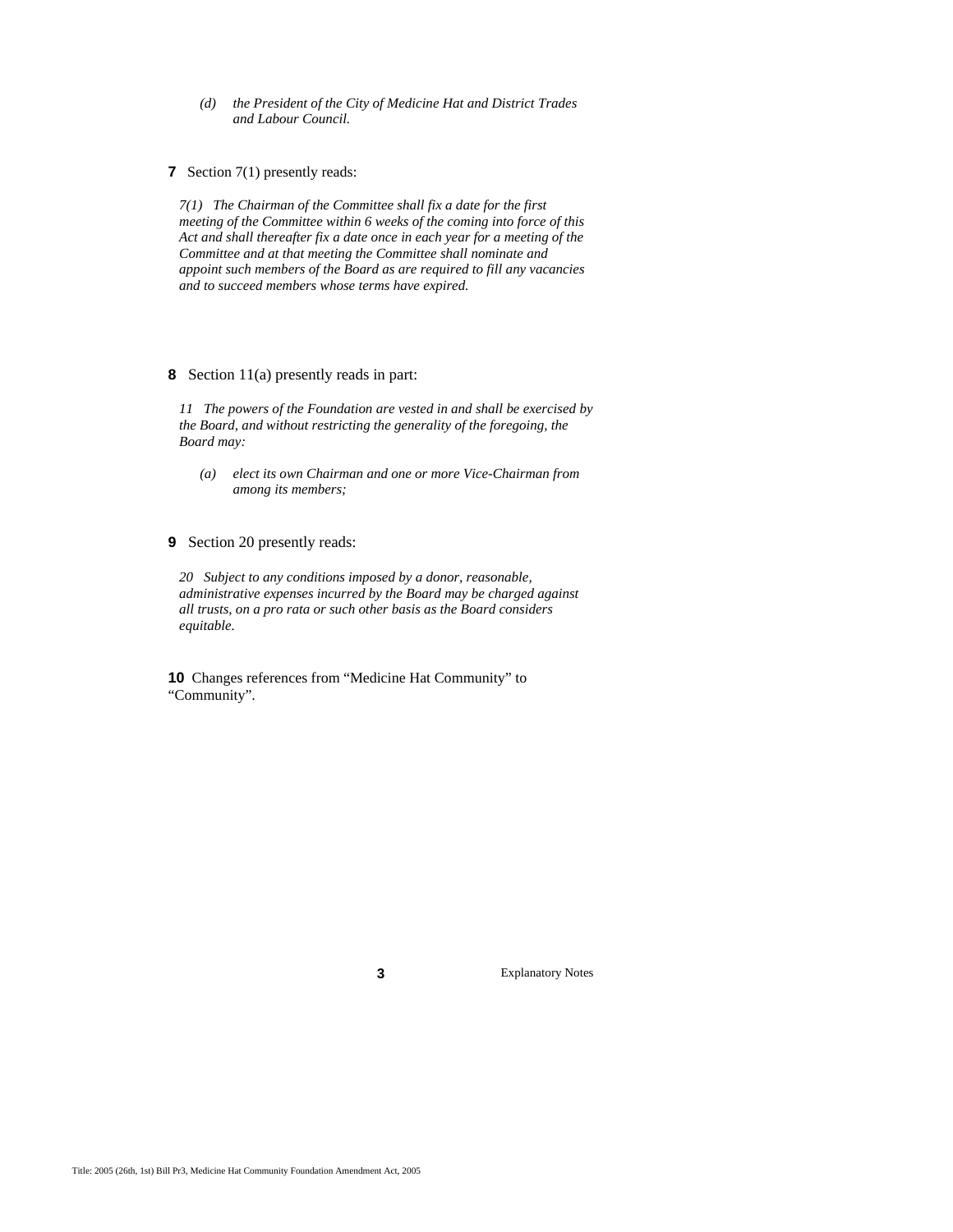*(d) the President of the City of Medicine Hat and District Trades and Labour Council.*

**7** Section 7(1) presently reads:

*7(1) The Chairman of the Committee shall fix a date for the first meeting of the Committee within 6 weeks of the coming into force of this Act and shall thereafter fix a date once in each year for a meeting of the Committee and at that meeting the Committee shall nominate and appoint such members of the Board as are required to fill any vacancies and to succeed members whose terms have expired.*

**8** Section 11(a) presently reads in part:

*11 The powers of the Foundation are vested in and shall be exercised by the Board, and without restricting the generality of the foregoing, the Board may:*

*(a) elect its own Chairman and one or more Vice-Chairman from among its members;*

**9** Section 20 presently reads:

*20 Subject to any conditions imposed by a donor, reasonable, administrative expenses incurred by the Board may be charged against all trusts, on a pro rata or such other basis as the Board considers equitable.*

**10** Changes references from “Medicine Hat Community” to “Community”.